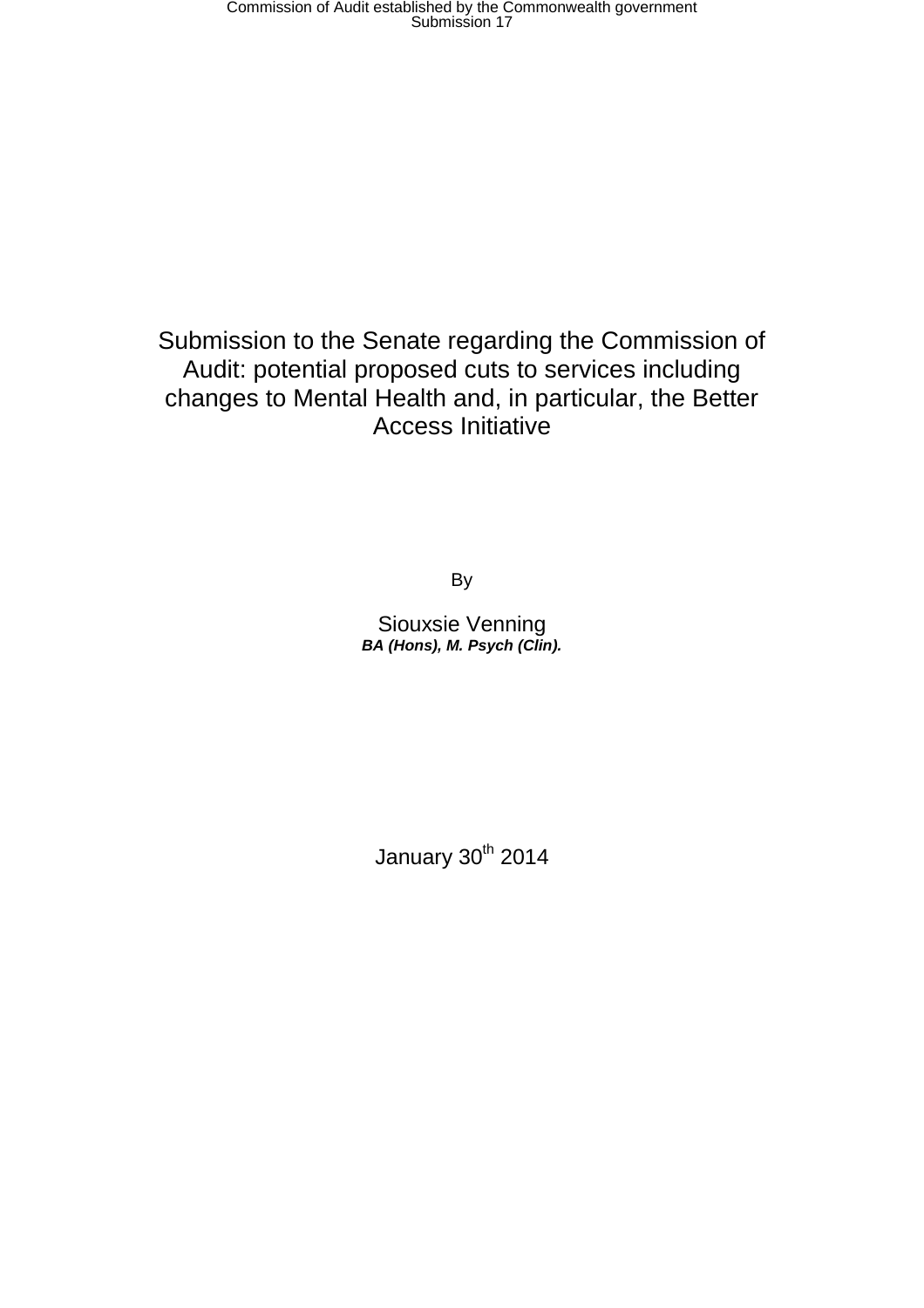# Submission to the Senate regarding the Commission of Audit: potential proposed cuts to services including changes to Mental Health and, in particular, the Better Access Initiative

By

Siouxsie Venning

***BA (Hons), M. Psych (Clin).***

January 30th 2014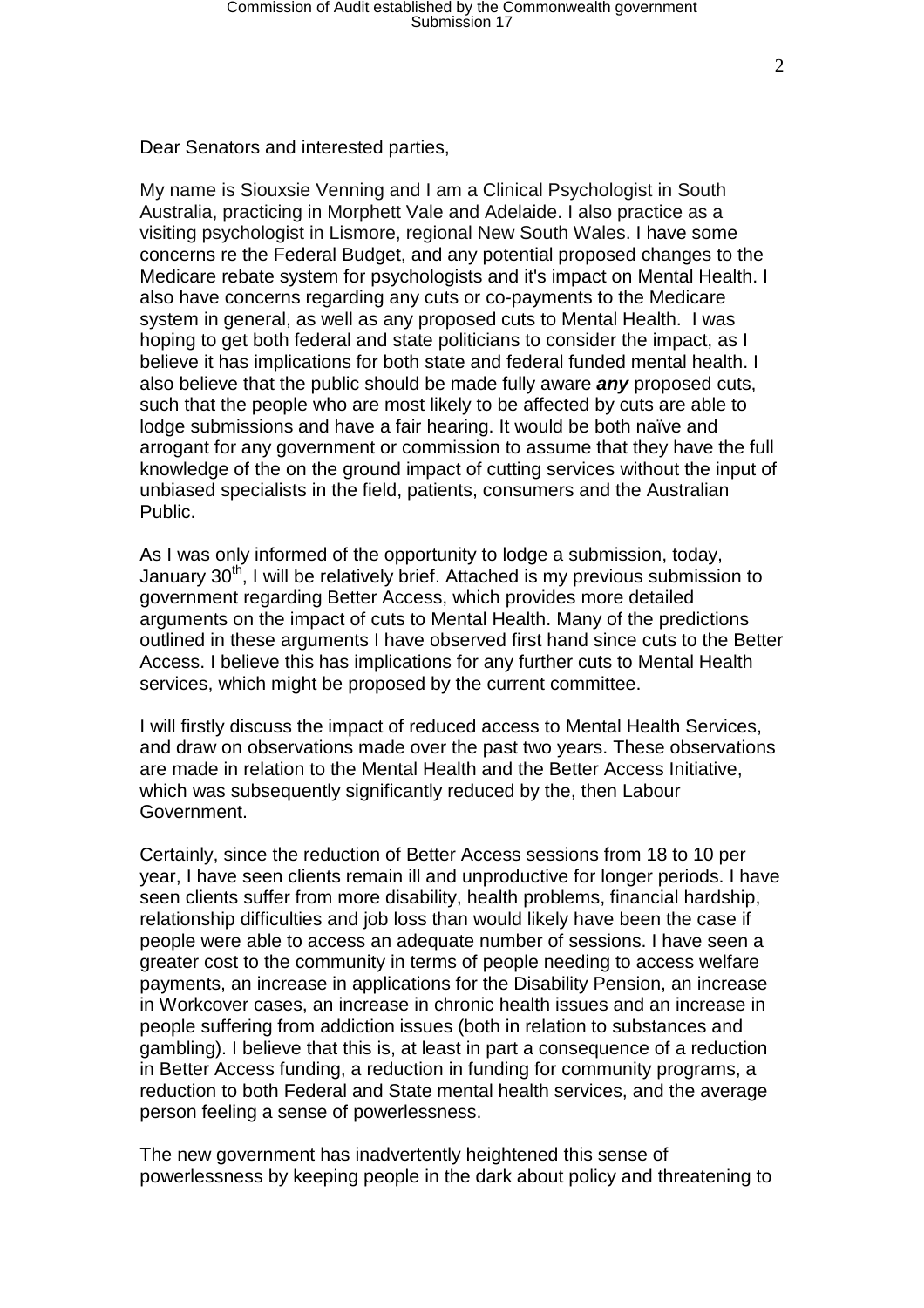Dear Senators and interested parties,

My name is Siouxsie Venning and I am a Clinical Psychologist in South Australia, practicing in Morphett Vale and Adelaide. I also practice as a visiting psychologist in Lismore, regional New South Wales. I have some concerns re the Federal Budget, and any potential proposed changes to the Medicare rebate system for psychologists and it's impact on Mental Health. I also have concerns regarding any cuts or co-payments to the Medicare system in general, as well as any proposed cuts to Mental Health. I was hoping to get both federal and state politicians to consider the impact, as I believe it has implications for both state and federal funded mental health. I also believe that the public should be made fully aware ***any*** proposed cuts, such that the people who are most likely to be affected by cuts are able to lodge submissions and have a fair hearing. It would be both naïve and arrogant for any government or commission to assume that they have the full knowledge of the on the ground impact of cutting services without the input of unbiased specialists in the field, patients, consumers and the Australian Public.

As I was only informed of the opportunity to lodge a submission, today, January 30th, I will be relatively brief. Attached is my previous submission to government regarding Better Access, which provides more detailed arguments on the impact of cuts to Mental Health. Many of the predictions outlined in these arguments I have observed first hand since cuts to the Better Access. I believe this has implications for any further cuts to Mental Health services, which might be proposed by the current committee.

I will firstly discuss the impact of reduced access to Mental Health Services, and draw on observations made over the past two years. These observations are made in relation to the Mental Health and the Better Access Initiative, which was subsequently significantly reduced by the, then Labour Government.

Certainly, since the reduction of Better Access sessions from 18 to 10 per year, I have seen clients remain ill and unproductive for longer periods. I have seen clients suffer from more disability, health problems, financial hardship, relationship difficulties and job loss than would likely have been the case if people were able to access an adequate number of sessions. I have seen a greater cost to the community in terms of people needing to access welfare payments, an increase in applications for the Disability Pension, an increase in Workcover cases, an increase in chronic health issues and an increase in people suffering from addiction issues (both in relation to substances and gambling). I believe that this is, at least in part a consequence of a reduction in Better Access funding, a reduction in funding for community programs, a reduction to both Federal and State mental health services, and the average person feeling a sense of powerlessness.

The new government has inadvertently heightened this sense of powerlessness by keeping people in the dark about policy and threatening to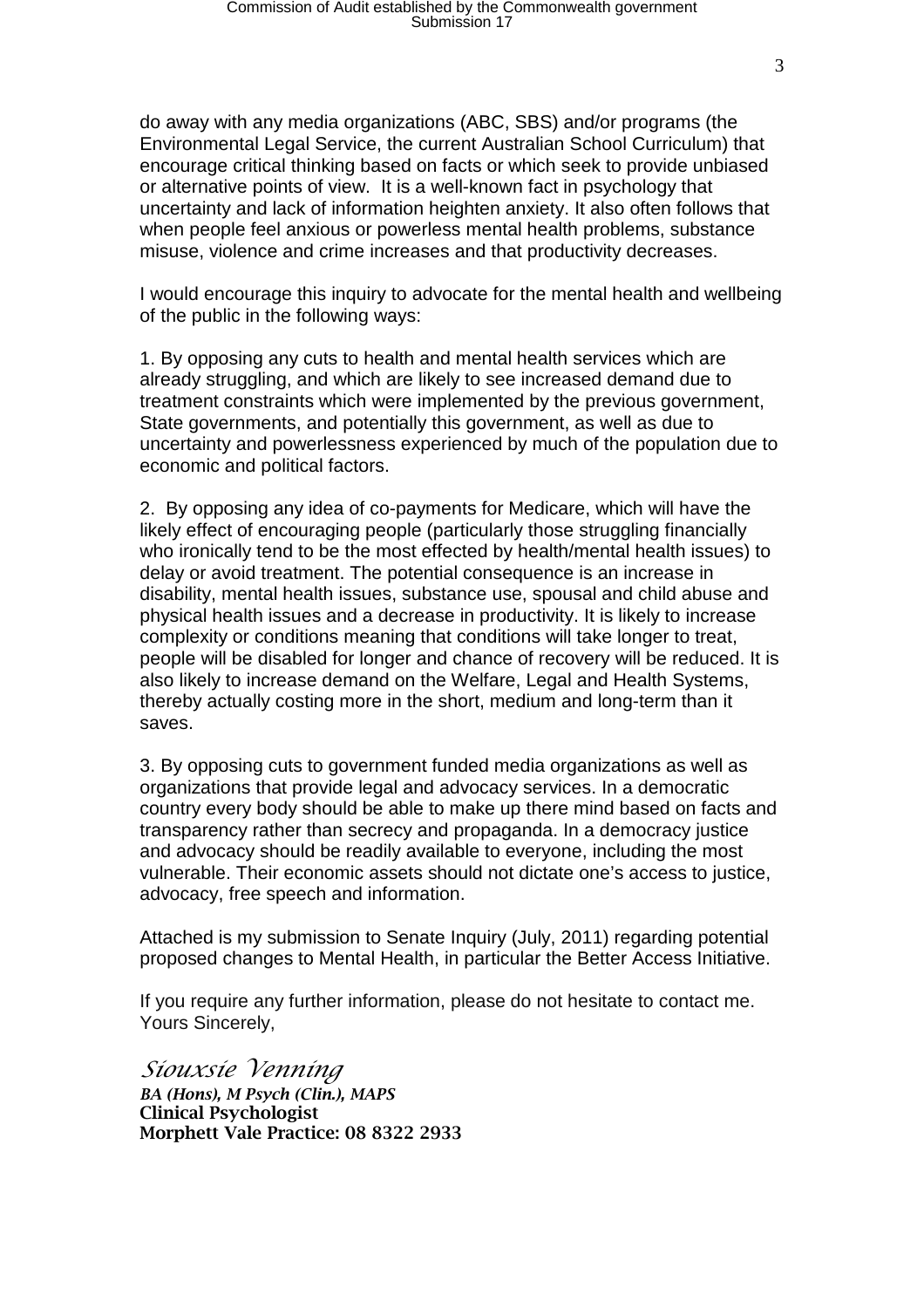do away with any media organizations (ABC, SBS) and/or programs (the Environmental Legal Service, the current Australian School Curriculum) that encourage critical thinking based on facts or which seek to provide unbiased or alternative points of view. It is a well-known fact in psychology that uncertainty and lack of information heighten anxiety. It also often follows that when people feel anxious or powerless mental health problems, substance misuse, violence and crime increases and that productivity decreases.

I would encourage this inquiry to advocate for the mental health and wellbeing of the public in the following ways:

1. By opposing any cuts to health and mental health services which are already struggling, and which are likely to see increased demand due to treatment constraints which were implemented by the previous government, State governments, and potentially this government, as well as due to uncertainty and powerlessness experienced by much of the population due to economic and political factors.

2. By opposing any idea of co-payments for Medicare, which will have the likely effect of encouraging people (particularly those struggling financially who ironically tend to be the most effected by health/mental health issues) to delay or avoid treatment. The potential consequence is an increase in disability, mental health issues, substance use, spousal and child abuse and physical health issues and a decrease in productivity. It is likely to increase complexity or conditions meaning that conditions will take longer to treat, people will be disabled for longer and chance of recovery will be reduced. It is also likely to increase demand on the Welfare, Legal and Health Systems, thereby actually costing more in the short, medium and long-term than it saves.

3. By opposing cuts to government funded media organizations as well as organizations that provide legal and advocacy services. In a democratic country every body should be able to make up there mind based on facts and transparency rather than secrecy and propaganda. In a democracy justice and advocacy should be readily available to everyone, including the most vulnerable. Their economic assets should not dictate one's access to justice, advocacy, free speech and information.

Attached is my submission to Senate Inquiry (July, 2011) regarding potential proposed changes to Mental Health, in particular the Better Access Initiative.

If you require any further information, please do not hesitate to contact me.
Yours Sincerely,

*Siouxsie Venning*
*BA (Hons), M Psych (Clin.), MAPS*
**Clinical Psychologist**
**Morphett Vale Practice: 08 8322 2933**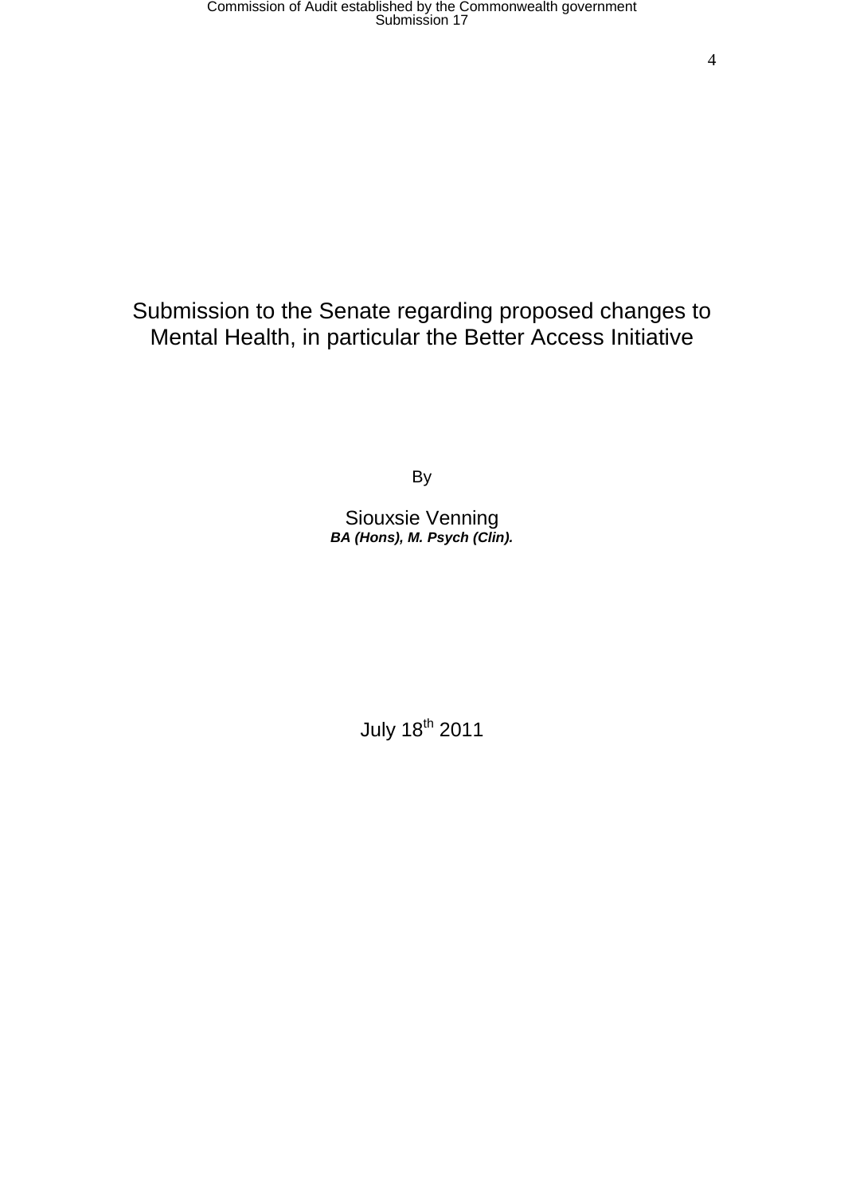# Submission to the Senate regarding proposed changes to Mental Health, in particular the Better Access Initiative

By

Siouxsie Venning

***BA (Hons), M. Psych (Clin).***

July 18th 2011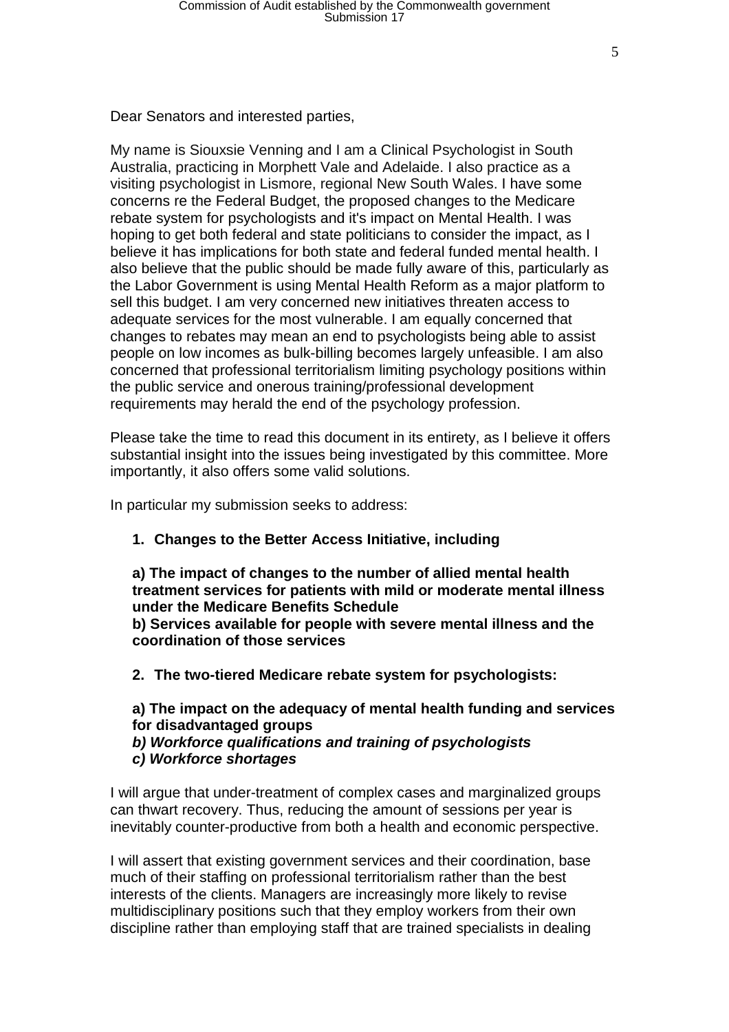Dear Senators and interested parties,

My name is Siouxsie Venning and I am a Clinical Psychologist in South Australia, practicing in Morphett Vale and Adelaide. I also practice as a visiting psychologist in Lismore, regional New South Wales. I have some concerns re the Federal Budget, the proposed changes to the Medicare rebate system for psychologists and it's impact on Mental Health. I was hoping to get both federal and state politicians to consider the impact, as I believe it has implications for both state and federal funded mental health. I also believe that the public should be made fully aware of this, particularly as the Labor Government is using Mental Health Reform as a major platform to sell this budget. I am very concerned new initiatives threaten access to adequate services for the most vulnerable. I am equally concerned that changes to rebates may mean an end to psychologists being able to assist people on low incomes as bulk-billing becomes largely unfeasible. I am also concerned that professional territorialism limiting psychology positions within the public service and onerous training/professional development requirements may herald the end of the psychology profession.

Please take the time to read this document in its entirety, as I believe it offers substantial insight into the issues being investigated by this committee. More importantly, it also offers some valid solutions.

In particular my submission seeks to address:

1. **Changes to the Better Access Initiative, including**

   **a) The impact of changes to the number of allied mental health treatment services for patients with mild or moderate mental illness under the Medicare Benefits Schedule**
   **b) Services available for people with severe mental illness and the coordination of those services**

2. **The two-tiered Medicare rebate system for psychologists:**

   **a) The impact on the adequacy of mental health funding and services for disadvantaged groups**
   ***b) Workforce qualifications and training of psychologists***
   ***c) Workforce shortages***

I will argue that under-treatment of complex cases and marginalized groups can thwart recovery. Thus, reducing the amount of sessions per year is inevitably counter-productive from both a health and economic perspective.

I will assert that existing government services and their coordination, base much of their staffing on professional territorialism rather than the best interests of the clients. Managers are increasingly more likely to revise multidisciplinary positions such that they employ workers from their own discipline rather than employing staff that are trained specialists in dealing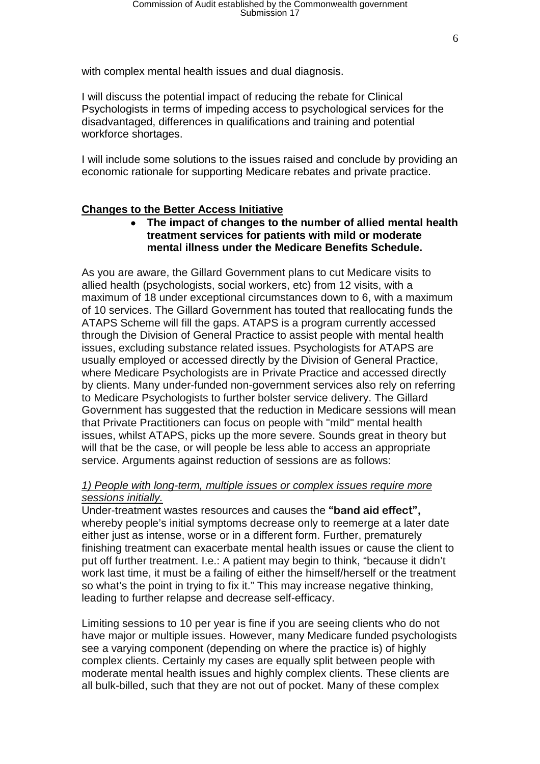with complex mental health issues and dual diagnosis.

I will discuss the potential impact of reducing the rebate for Clinical Psychologists in terms of impeding access to psychological services for the disadvantaged, differences in qualifications and training and potential workforce shortages.

I will include some solutions to the issues raised and conclude by providing an economic rationale for supporting Medicare rebates and private practice.

## **Changes to the Better Access Initiative**

- **The impact of changes to the number of allied mental health treatment services for patients with mild or moderate mental illness under the Medicare Benefits Schedule.**

As you are aware, the Gillard Government plans to cut Medicare visits to allied health (psychologists, social workers, etc) from 12 visits, with a maximum of 18 under exceptional circumstances down to 6, with a maximum of 10 services. The Gillard Government has touted that reallocating funds the ATAPS Scheme will fill the gaps. ATAPS is a program currently accessed through the Division of General Practice to assist people with mental health issues, excluding substance related issues. Psychologists for ATAPS are usually employed or accessed directly by the Division of General Practice, where Medicare Psychologists are in Private Practice and accessed directly by clients. Many under-funded non-government services also rely on referring to Medicare Psychologists to further bolster service delivery. The Gillard Government has suggested that the reduction in Medicare sessions will mean that Private Practitioners can focus on people with "mild" mental health issues, whilst ATAPS, picks up the more severe. Sounds great in theory but will that be the case, or will people be less able to access an appropriate service. Arguments against reduction of sessions are as follows:

*1) People with long-term, multiple issues or complex issues require more sessions initially.*

Under-treatment wastes resources and causes the **"band aid effect",** whereby people's initial symptoms decrease only to reemerge at a later date either just as intense, worse or in a different form. Further, prematurely finishing treatment can exacerbate mental health issues or cause the client to put off further treatment. I.e.: A patient may begin to think, "because it didn't work last time, it must be a failing of either the himself/herself or the treatment so what's the point in trying to fix it." This may increase negative thinking, leading to further relapse and decrease self-efficacy.

Limiting sessions to 10 per year is fine if you are seeing clients who do not have major or multiple issues. However, many Medicare funded psychologists see a varying component (depending on where the practice is) of highly complex clients. Certainly my cases are equally split between people with moderate mental health issues and highly complex clients. These clients are all bulk-billed, such that they are not out of pocket. Many of these complex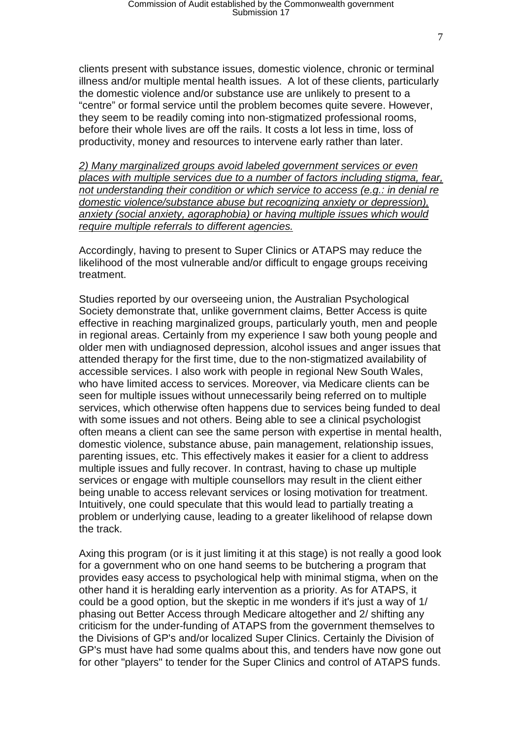clients present with substance issues, domestic violence, chronic or terminal illness and/or multiple mental health issues. A lot of these clients, particularly the domestic violence and/or substance use are unlikely to present to a "centre" or formal service until the problem becomes quite severe. However, they seem to be readily coming into non-stigmatized professional rooms, before their whole lives are off the rails. It costs a lot less in time, loss of productivity, money and resources to intervene early rather than later.

*2) Many marginalized groups avoid labeled government services or even places with multiple services due to a number of factors including stigma, fear, not understanding their condition or which service to access (e.g.: in denial re domestic violence/substance abuse but recognizing anxiety or depression), anxiety (social anxiety, agoraphobia) or having multiple issues which would require multiple referrals to different agencies.*

Accordingly, having to present to Super Clinics or ATAPS may reduce the likelihood of the most vulnerable and/or difficult to engage groups receiving treatment.

Studies reported by our overseeing union, the Australian Psychological Society demonstrate that, unlike government claims, Better Access is quite effective in reaching marginalized groups, particularly youth, men and people in regional areas. Certainly from my experience I saw both young people and older men with undiagnosed depression, alcohol issues and anger issues that attended therapy for the first time, due to the non-stigmatized availability of accessible services. I also work with people in regional New South Wales, who have limited access to services. Moreover, via Medicare clients can be seen for multiple issues without unnecessarily being referred on to multiple services, which otherwise often happens due to services being funded to deal with some issues and not others. Being able to see a clinical psychologist often means a client can see the same person with expertise in mental health, domestic violence, substance abuse, pain management, relationship issues, parenting issues, etc. This effectively makes it easier for a client to address multiple issues and fully recover. In contrast, having to chase up multiple services or engage with multiple counsellors may result in the client either being unable to access relevant services or losing motivation for treatment. Intuitively, one could speculate that this would lead to partially treating a problem or underlying cause, leading to a greater likelihood of relapse down the track.

Axing this program (or is it just limiting it at this stage) is not really a good look for a government who on one hand seems to be butchering a program that provides easy access to psychological help with minimal stigma, when on the other hand it is heralding early intervention as a priority. As for ATAPS, it could be a good option, but the skeptic in me wonders if it's just a way of 1/ phasing out Better Access through Medicare altogether and 2/ shifting any criticism for the under-funding of ATAPS from the government themselves to the Divisions of GP's and/or localized Super Clinics. Certainly the Division of GP's must have had some qualms about this, and tenders have now gone out for other "players" to tender for the Super Clinics and control of ATAPS funds.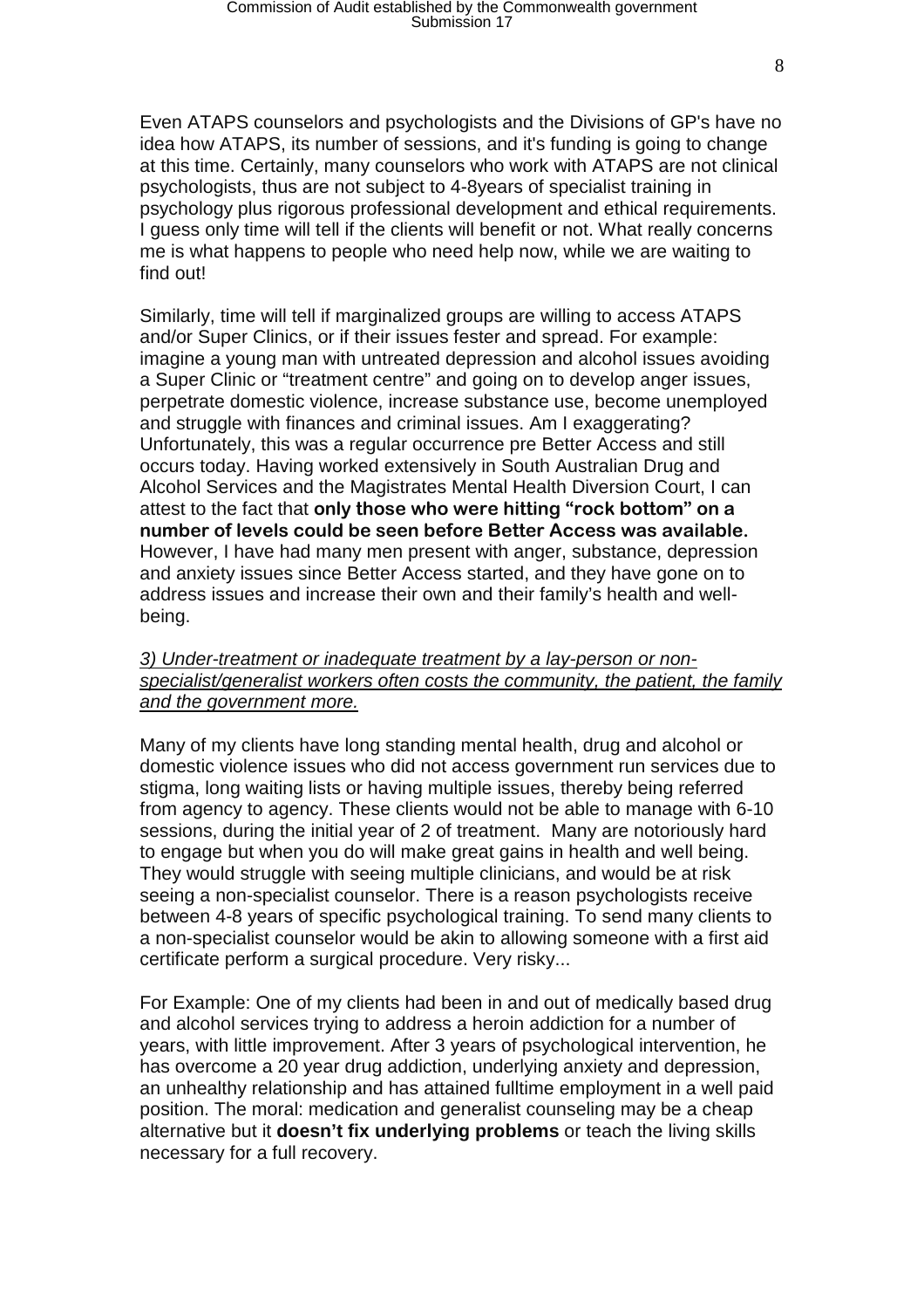Even ATAPS counselors and psychologists and the Divisions of GP's have no idea how ATAPS, its number of sessions, and it's funding is going to change at this time. Certainly, many counselors who work with ATAPS are not clinical psychologists, thus are not subject to 4-8years of specialist training in psychology plus rigorous professional development and ethical requirements. I guess only time will tell if the clients will benefit or not. What really concerns me is what happens to people who need help now, while we are waiting to find out!

Similarly, time will tell if marginalized groups are willing to access ATAPS and/or Super Clinics, or if their issues fester and spread. For example: imagine a young man with untreated depression and alcohol issues avoiding a Super Clinic or "treatment centre" and going on to develop anger issues, perpetrate domestic violence, increase substance use, become unemployed and struggle with finances and criminal issues. Am I exaggerating? Unfortunately, this was a regular occurrence pre Better Access and still occurs today. Having worked extensively in South Australian Drug and Alcohol Services and the Magistrates Mental Health Diversion Court, I can attest to the fact that **only those who were hitting "rock bottom" on a number of levels could be seen before Better Access was available.** However, I have had many men present with anger, substance, depression and anxiety issues since Better Access started, and they have gone on to address issues and increase their own and their family's health and well-being.

*3) Under-treatment or inadequate treatment by a lay-person or non-specialist/generalist workers often costs the community, the patient, the family and the government more.*

Many of my clients have long standing mental health, drug and alcohol or domestic violence issues who did not access government run services due to stigma, long waiting lists or having multiple issues, thereby being referred from agency to agency. These clients would not be able to manage with 6-10 sessions, during the initial year of 2 of treatment. Many are notoriously hard to engage but when you do will make great gains in health and well being. They would struggle with seeing multiple clinicians, and would be at risk seeing a non-specialist counselor. There is a reason psychologists receive between 4-8 years of specific psychological training. To send many clients to a non-specialist counselor would be akin to allowing someone with a first aid certificate perform a surgical procedure. Very risky...

For Example: One of my clients had been in and out of medically based drug and alcohol services trying to address a heroin addiction for a number of years, with little improvement. After 3 years of psychological intervention, he has overcome a 20 year drug addiction, underlying anxiety and depression, an unhealthy relationship and has attained fulltime employment in a well paid position. The moral: medication and generalist counseling may be a cheap alternative but it **doesn't fix underlying problems** or teach the living skills necessary for a full recovery.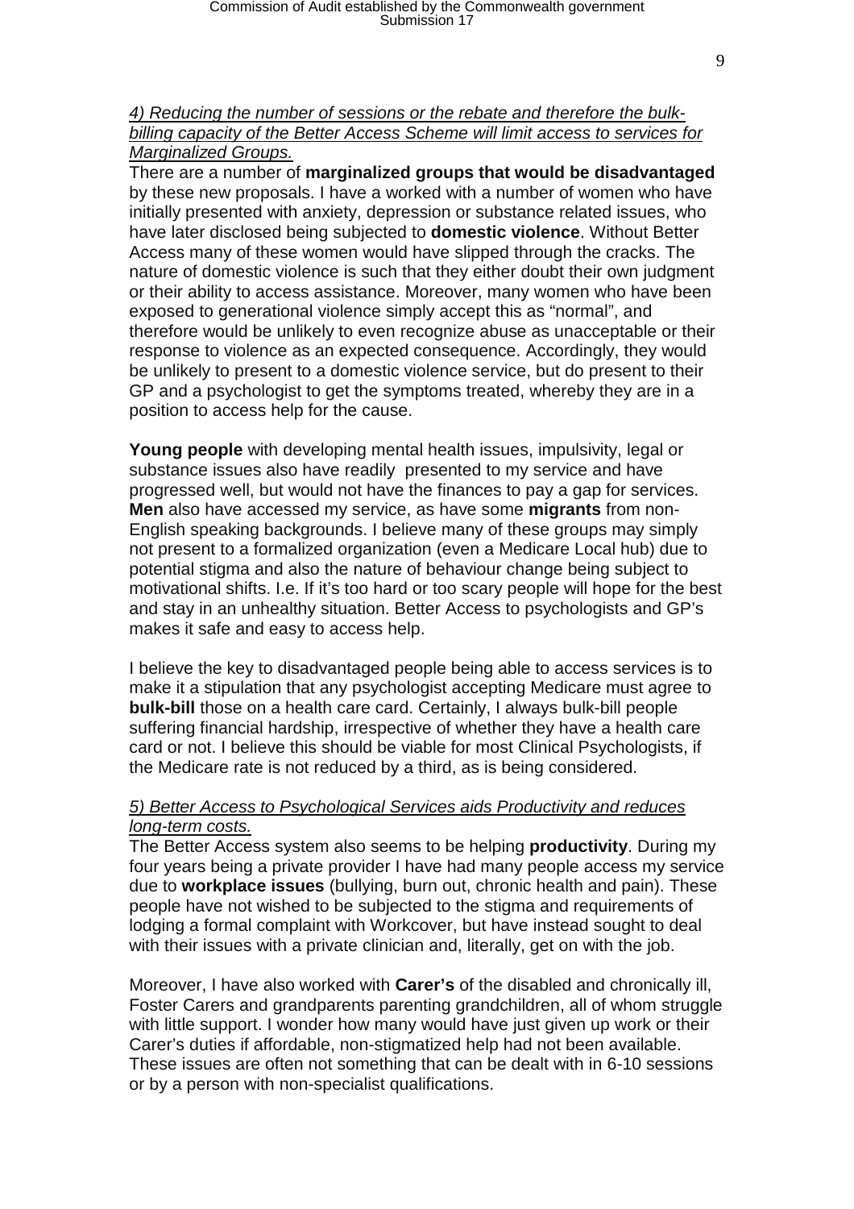*4) Reducing the number of sessions or the rebate and therefore the bulk-billing capacity of the Better Access Scheme will limit access to services for Marginalized Groups.*

There are a number of **marginalized groups that would be disadvantaged** by these new proposals. I have a worked with a number of women who have initially presented with anxiety, depression or substance related issues, who have later disclosed being subjected to **domestic violence**. Without Better Access many of these women would have slipped through the cracks. The nature of domestic violence is such that they either doubt their own judgment or their ability to access assistance. Moreover, many women who have been exposed to generational violence simply accept this as "normal", and therefore would be unlikely to even recognize abuse as unacceptable or their response to violence as an expected consequence. Accordingly, they would be unlikely to present to a domestic violence service, but do present to their GP and a psychologist to get the symptoms treated, whereby they are in a position to access help for the cause.

**Young people** with developing mental health issues, impulsivity, legal or substance issues also have readily presented to my service and have progressed well, but would not have the finances to pay a gap for services. **Men** also have accessed my service, as have some **migrants** from non-English speaking backgrounds. I believe many of these groups may simply not present to a formalized organization (even a Medicare Local hub) due to potential stigma and also the nature of behaviour change being subject to motivational shifts. I.e. If it's too hard or too scary people will hope for the best and stay in an unhealthy situation. Better Access to psychologists and GP's makes it safe and easy to access help.

I believe the key to disadvantaged people being able to access services is to make it a stipulation that any psychologist accepting Medicare must agree to **bulk-bill** those on a health care card. Certainly, I always bulk-bill people suffering financial hardship, irrespective of whether they have a health care card or not. I believe this should be viable for most Clinical Psychologists, if the Medicare rate is not reduced by a third, as is being considered.

*5) Better Access to Psychological Services aids Productivity and reduces long-term costs.*

The Better Access system also seems to be helping **productivity**. During my four years being a private provider I have had many people access my service due to **workplace issues** (bullying, burn out, chronic health and pain). These people have not wished to be subjected to the stigma and requirements of lodging a formal complaint with Workcover, but have instead sought to deal with their issues with a private clinician and, literally, get on with the job.

Moreover, I have also worked with **Carer's** of the disabled and chronically ill, Foster Carers and grandparents parenting grandchildren, all of whom struggle with little support. I wonder how many would have just given up work or their Carer's duties if affordable, non-stigmatized help had not been available. These issues are often not something that can be dealt with in 6-10 sessions or by a person with non-specialist qualifications.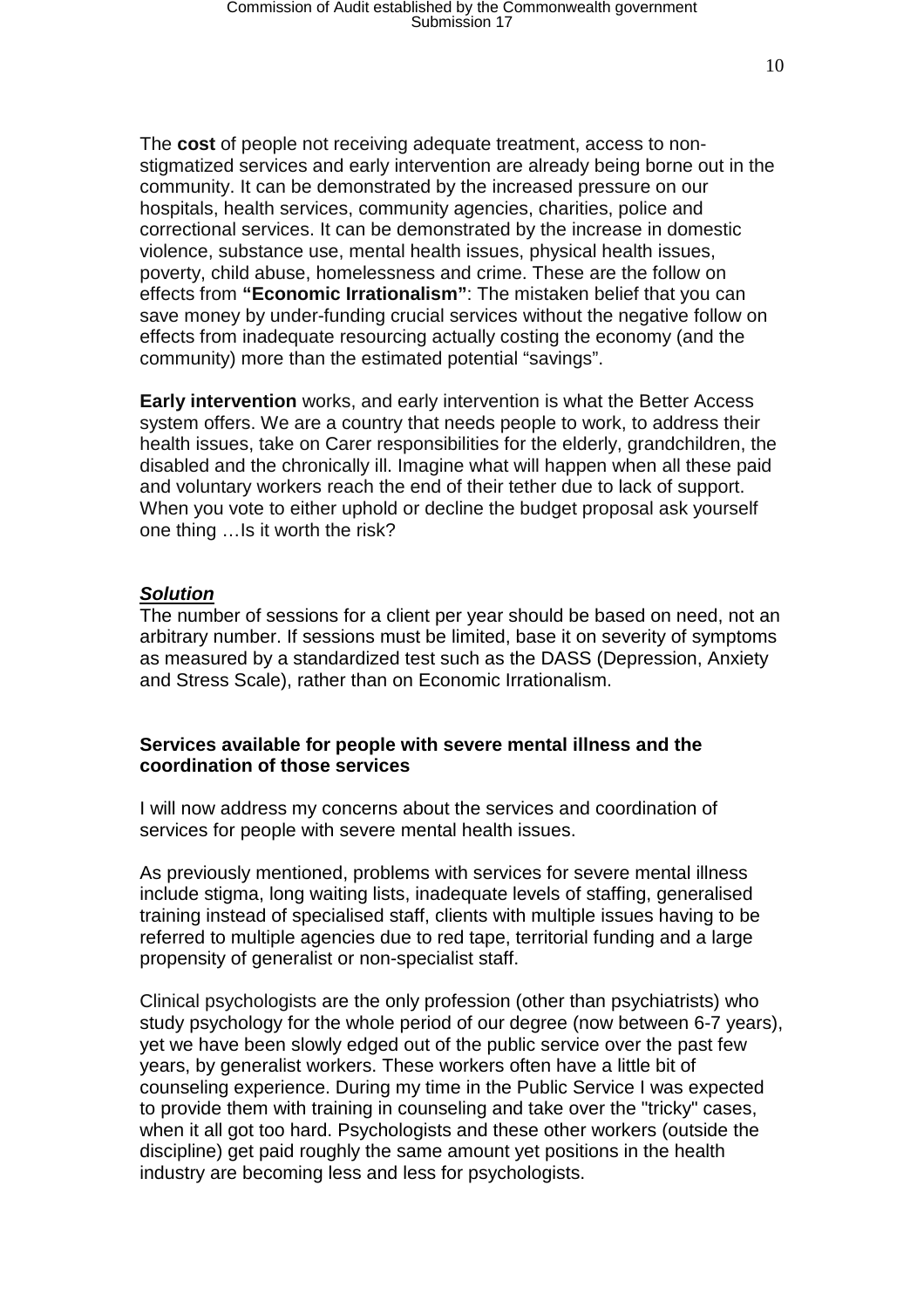The **cost** of people not receiving adequate treatment, access to non-stigmatized services and early intervention are already being borne out in the community. It can be demonstrated by the increased pressure on our hospitals, health services, community agencies, charities, police and correctional services. It can be demonstrated by the increase in domestic violence, substance use, mental health issues, physical health issues, poverty, child abuse, homelessness and crime. These are the follow on effects from **"Economic Irrationalism"**: The mistaken belief that you can save money by under-funding crucial services without the negative follow on effects from inadequate resourcing actually costing the economy (and the community) more than the estimated potential "savings".

**Early intervention** works, and early intervention is what the Better Access system offers. We are a country that needs people to work, to address their health issues, take on Carer responsibilities for the elderly, grandchildren, the disabled and the chronically ill. Imagine what will happen when all these paid and voluntary workers reach the end of their tether due to lack of support. When you vote to either uphold or decline the budget proposal ask yourself one thing …Is it worth the risk?

***Solution***

The number of sessions for a client per year should be based on need, not an arbitrary number. If sessions must be limited, base it on severity of symptoms as measured by a standardized test such as the DASS (Depression, Anxiety and Stress Scale), rather than on Economic Irrationalism.

**Services available for people with severe mental illness and the coordination of those services**

I will now address my concerns about the services and coordination of services for people with severe mental health issues.

As previously mentioned, problems with services for severe mental illness include stigma, long waiting lists, inadequate levels of staffing, generalised training instead of specialised staff, clients with multiple issues having to be referred to multiple agencies due to red tape, territorial funding and a large propensity of generalist or non-specialist staff.

Clinical psychologists are the only profession (other than psychiatrists) who study psychology for the whole period of our degree (now between 6-7 years), yet we have been slowly edged out of the public service over the past few years, by generalist workers. These workers often have a little bit of counseling experience. During my time in the Public Service I was expected to provide them with training in counseling and take over the "tricky" cases, when it all got too hard. Psychologists and these other workers (outside the discipline) get paid roughly the same amount yet positions in the health industry are becoming less and less for psychologists.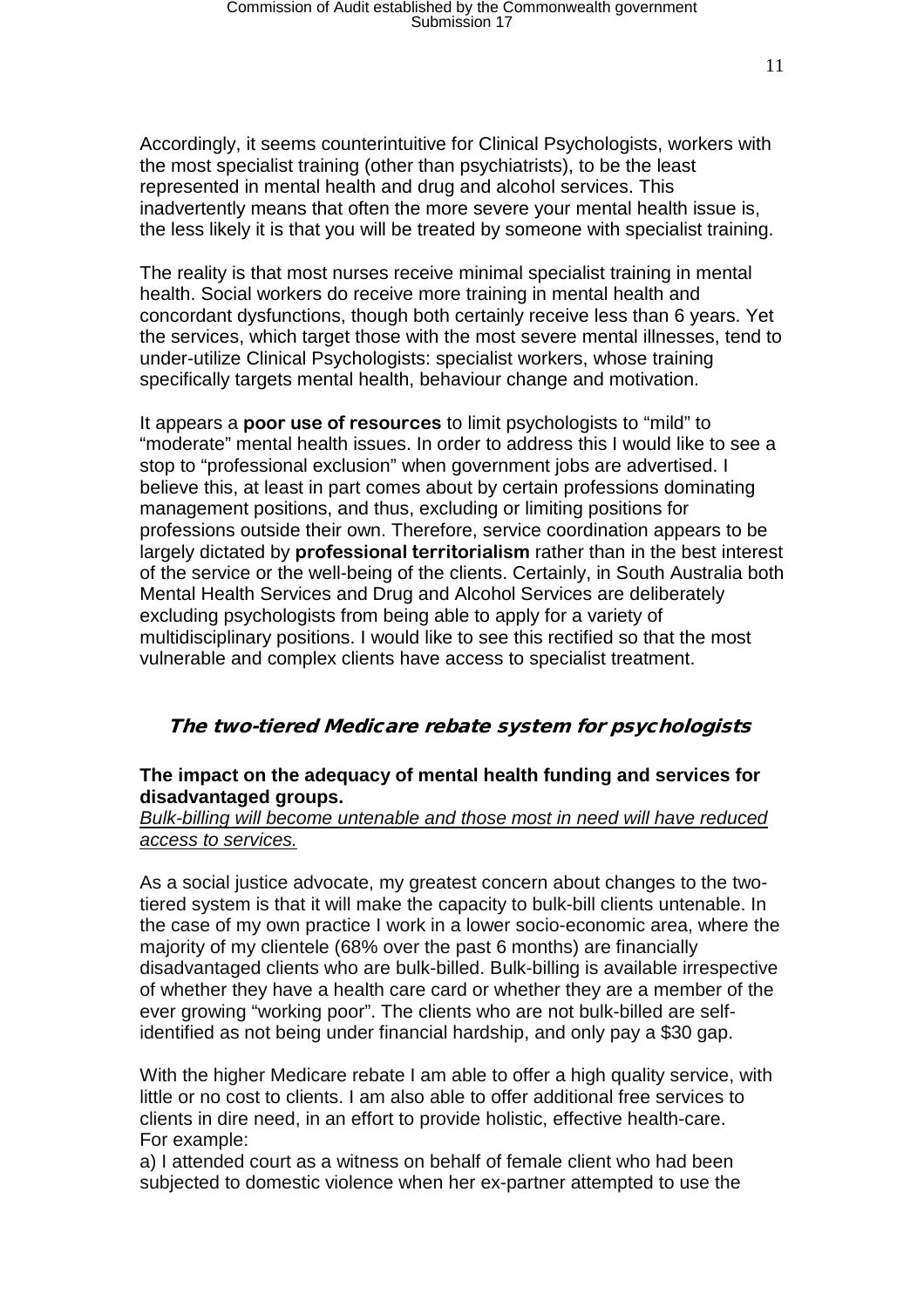Accordingly, it seems counterintuitive for Clinical Psychologists, workers with the most specialist training (other than psychiatrists), to be the least represented in mental health and drug and alcohol services. This inadvertently means that often the more severe your mental health issue is, the less likely it is that you will be treated by someone with specialist training.

The reality is that most nurses receive minimal specialist training in mental health. Social workers do receive more training in mental health and concordant dysfunctions, though both certainly receive less than 6 years. Yet the services, which target those with the most severe mental illnesses, tend to under-utilize Clinical Psychologists: specialist workers, whose training specifically targets mental health, behaviour change and motivation.

It appears a **poor use of resources** to limit psychologists to "mild" to "moderate" mental health issues. In order to address this I would like to see a stop to "professional exclusion" when government jobs are advertised. I believe this, at least in part comes about by certain professions dominating management positions, and thus, excluding or limiting positions for professions outside their own. Therefore, service coordination appears to be largely dictated by **professional territorialism** rather than in the best interest of the service or the well-being of the clients. Certainly, in South Australia both Mental Health Services and Drug and Alcohol Services are deliberately excluding psychologists from being able to apply for a variety of multidisciplinary positions. I would like to see this rectified so that the most vulnerable and complex clients have access to specialist treatment.

## *The two-tiered Medicare rebate system for psychologists*

**The impact on the adequacy of mental health funding and services for disadvantaged groups.**

*Bulk-billing will become untenable and those most in need will have reduced access to services.*

As a social justice advocate, my greatest concern about changes to the two-tiered system is that it will make the capacity to bulk-bill clients untenable. In the case of my own practice I work in a lower socio-economic area, where the majority of my clientele (68% over the past 6 months) are financially disadvantaged clients who are bulk-billed. Bulk-billing is available irrespective of whether they have a health care card or whether they are a member of the ever growing "working poor". The clients who are not bulk-billed are self-identified as not being under financial hardship, and only pay a $30 gap.

With the higher Medicare rebate I am able to offer a high quality service, with little or no cost to clients. I am also able to offer additional free services to clients in dire need, in an effort to provide holistic, effective health-care.
For example:

a) I attended court as a witness on behalf of female client who had been subjected to domestic violence when her ex-partner attempted to use the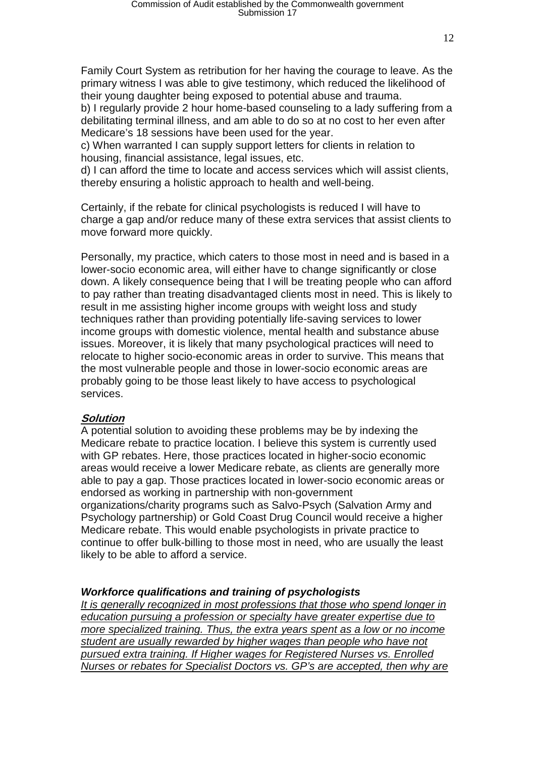Family Court System as retribution for her having the courage to leave. As the primary witness I was able to give testimony, which reduced the likelihood of their young daughter being exposed to potential abuse and trauma.

b) I regularly provide 2 hour home-based counseling to a lady suffering from a debilitating terminal illness, and am able to do so at no cost to her even after Medicare's 18 sessions have been used for the year.

c) When warranted I can supply support letters for clients in relation to housing, financial assistance, legal issues, etc.

d) I can afford the time to locate and access services which will assist clients, thereby ensuring a holistic approach to health and well-being.

Certainly, if the rebate for clinical psychologists is reduced I will have to charge a gap and/or reduce many of these extra services that assist clients to move forward more quickly.

Personally, my practice, which caters to those most in need and is based in a lower-socio economic area, will either have to change significantly or close down. A likely consequence being that I will be treating people who can afford to pay rather than treating disadvantaged clients most in need. This is likely to result in me assisting higher income groups with weight loss and study techniques rather than providing potentially life-saving services to lower income groups with domestic violence, mental health and substance abuse issues. Moreover, it is likely that many psychological practices will need to relocate to higher socio-economic areas in order to survive. This means that the most vulnerable people and those in lower-socio economic areas are probably going to be those least likely to have access to psychological services.

***Solution***

A potential solution to avoiding these problems may be by indexing the Medicare rebate to practice location. I believe this system is currently used with GP rebates. Here, those practices located in higher-socio economic areas would receive a lower Medicare rebate, as clients are generally more able to pay a gap. Those practices located in lower-socio economic areas or endorsed as working in partnership with non-government organizations/charity programs such as Salvo-Psych (Salvation Army and Psychology partnership) or Gold Coast Drug Council would receive a higher Medicare rebate. This would enable psychologists in private practice to continue to offer bulk-billing to those most in need, who are usually the least likely to be able to afford a service.

***Workforce qualifications and training of psychologists***

*It is generally recognized in most professions that those who spend longer in education pursuing a profession or specialty have greater expertise due to more specialized training. Thus, the extra years spent as a low or no income student are usually rewarded by higher wages than people who have not pursued extra training. If Higher wages for Registered Nurses vs. Enrolled Nurses or rebates for Specialist Doctors vs. GP's are accepted, then why are*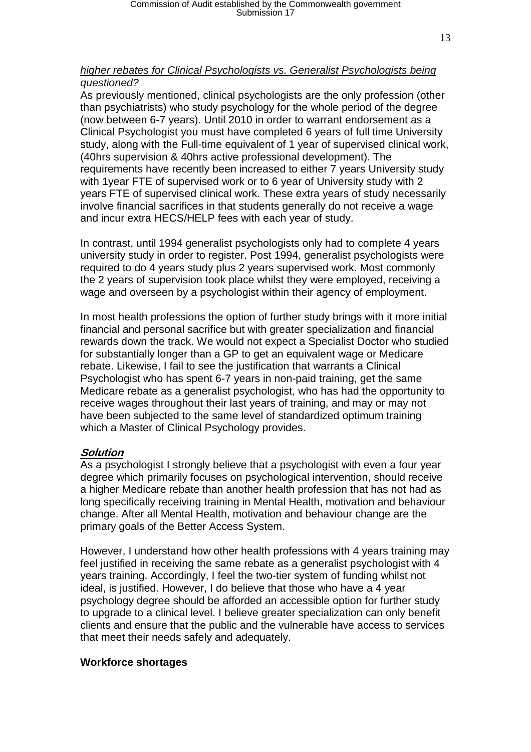*higher rebates for Clinical Psychologists vs. Generalist Psychologists being questioned?*

As previously mentioned, clinical psychologists are the only profession (other than psychiatrists) who study psychology for the whole period of the degree (now between 6-7 years). Until 2010 in order to warrant endorsement as a Clinical Psychologist you must have completed 6 years of full time University study, along with the Full-time equivalent of 1 year of supervised clinical work, (40hrs supervision & 40hrs active professional development). The requirements have recently been increased to either 7 years University study with 1year FTE of supervised work or to 6 year of University study with 2 years FTE of supervised clinical work. These extra years of study necessarily involve financial sacrifices in that students generally do not receive a wage and incur extra HECS/HELP fees with each year of study.

In contrast, until 1994 generalist psychologists only had to complete 4 years university study in order to register. Post 1994, generalist psychologists were required to do 4 years study plus 2 years supervised work. Most commonly the 2 years of supervision took place whilst they were employed, receiving a wage and overseen by a psychologist within their agency of employment.

In most health professions the option of further study brings with it more initial financial and personal sacrifice but with greater specialization and financial rewards down the track. We would not expect a Specialist Doctor who studied for substantially longer than a GP to get an equivalent wage or Medicare rebate. Likewise, I fail to see the justification that warrants a Clinical Psychologist who has spent 6-7 years in non-paid training, get the same Medicare rebate as a generalist psychologist, who has had the opportunity to receive wages throughout their last years of training, and may or may not have been subjected to the same level of standardized optimum training which a Master of Clinical Psychology provides.

### ***Solution***

As a psychologist I strongly believe that a psychologist with even a four year degree which primarily focuses on psychological intervention, should receive a higher Medicare rebate than another health profession that has not had as long specifically receiving training in Mental Health, motivation and behaviour change. After all Mental Health, motivation and behaviour change are the primary goals of the Better Access System.

However, I understand how other health professions with 4 years training may feel justified in receiving the same rebate as a generalist psychologist with 4 years training. Accordingly, I feel the two-tier system of funding whilst not ideal, is justified. However, I do believe that those who have a 4 year psychology degree should be afforded an accessible option for further study to upgrade to a clinical level. I believe greater specialization can only benefit clients and ensure that the public and the vulnerable have access to services that meet their needs safely and adequately.

### **Workforce shortages**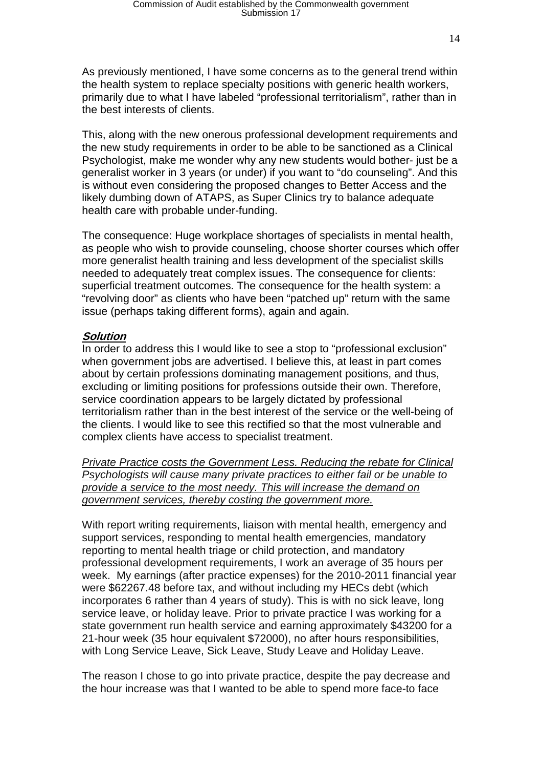As previously mentioned, I have some concerns as to the general trend within the health system to replace specialty positions with generic health workers, primarily due to what I have labeled "professional territorialism", rather than in the best interests of clients.

This, along with the new onerous professional development requirements and the new study requirements in order to be able to be sanctioned as a Clinical Psychologist, make me wonder why any new students would bother- just be a generalist worker in 3 years (or under) if you want to "do counseling". And this is without even considering the proposed changes to Better Access and the likely dumbing down of ATAPS, as Super Clinics try to balance adequate health care with probable under-funding.

The consequence: Huge workplace shortages of specialists in mental health, as people who wish to provide counseling, choose shorter courses which offer more generalist health training and less development of the specialist skills needed to adequately treat complex issues. The consequence for clients: superficial treatment outcomes. The consequence for the health system: a "revolving door" as clients who have been "patched up" return with the same issue (perhaps taking different forms), again and again.

***<u>Solution</u>***

In order to address this I would like to see a stop to "professional exclusion" when government jobs are advertised. I believe this, at least in part comes about by certain professions dominating management positions, and thus, excluding or limiting positions for professions outside their own. Therefore, service coordination appears to be largely dictated by professional territorialism rather than in the best interest of the service or the well-being of the clients. I would like to see this rectified so that the most vulnerable and complex clients have access to specialist treatment.

*<u>Private Practice costs the Government Less. Reducing the rebate for Clinical Psychologists will cause many private practices to either fail or be unable to provide a service to the most needy. This will increase the demand on government services, thereby costing the government more.</u>*

With report writing requirements, liaison with mental health, emergency and support services, responding to mental health emergencies, mandatory reporting to mental health triage or child protection, and mandatory professional development requirements, I work an average of 35 hours per week. My earnings (after practice expenses) for the 2010-2011 financial year were $62267.48 before tax, and without including my HECs debt (which incorporates 6 rather than 4 years of study). This is with no sick leave, long service leave, or holiday leave. Prior to private practice I was working for a state government run health service and earning approximately $43200 for a 21-hour week (35 hour equivalent $72000), no after hours responsibilities, with Long Service Leave, Sick Leave, Study Leave and Holiday Leave.

The reason I chose to go into private practice, despite the pay decrease and the hour increase was that I wanted to be able to spend more face-to face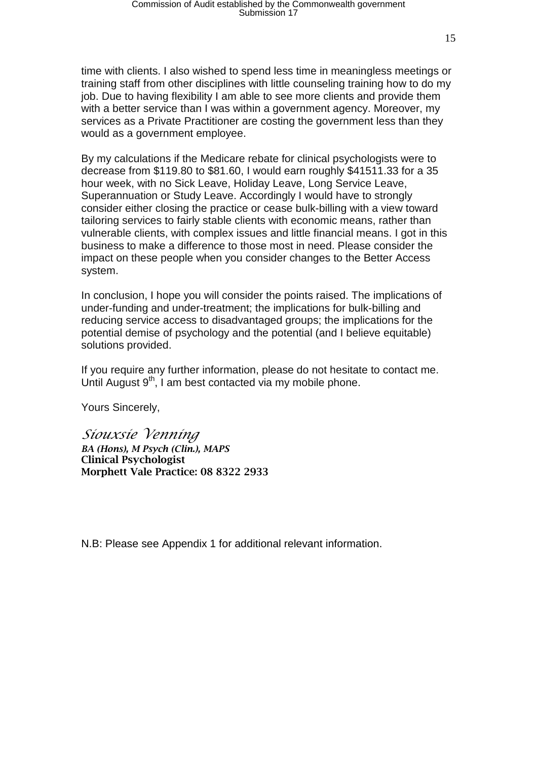time with clients. I also wished to spend less time in meaningless meetings or training staff from other disciplines with little counseling training how to do my job. Due to having flexibility I am able to see more clients and provide them with a better service than I was within a government agency. Moreover, my services as a Private Practitioner are costing the government less than they would as a government employee.

By my calculations if the Medicare rebate for clinical psychologists were to decrease from $119.80 to $81.60, I would earn roughly $41511.33 for a 35 hour week, with no Sick Leave, Holiday Leave, Long Service Leave, Superannuation or Study Leave. Accordingly I would have to strongly consider either closing the practice or cease bulk-billing with a view toward tailoring services to fairly stable clients with economic means, rather than vulnerable clients, with complex issues and little financial means. I got in this business to make a difference to those most in need. Please consider the impact on these people when you consider changes to the Better Access system.

In conclusion, I hope you will consider the points raised. The implications of under-funding and under-treatment; the implications for bulk-billing and reducing service access to disadvantaged groups; the implications for the potential demise of psychology and the potential (and I believe equitable) solutions provided.

If you require any further information, please do not hesitate to contact me. Until August 9th, I am best contacted via my mobile phone.

Yours Sincerely,

*Siouxsie Venning*
*BA (Hons), M Psych (Clin.), MAPS*
**Clinical Psychologist**
**Morphett Vale Practice: 08 8322 2933**

N.B: Please see Appendix 1 for additional relevant information.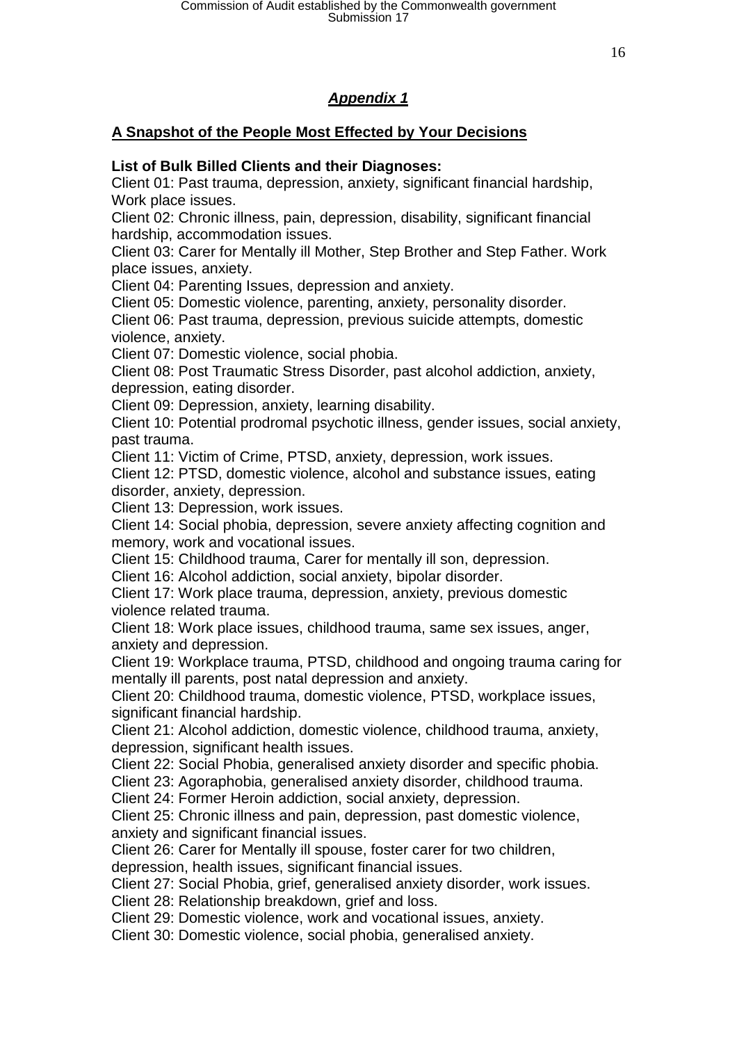## ***Appendix 1***

### A Snapshot of the People Most Effected by Your Decisions

**List of Bulk Billed Clients and their Diagnoses:**

Client 01: Past trauma, depression, anxiety, significant financial hardship, Work place issues.
Client 02: Chronic illness, pain, depression, disability, significant financial hardship, accommodation issues.
Client 03: Carer for Mentally ill Mother, Step Brother and Step Father. Work place issues, anxiety.
Client 04: Parenting Issues, depression and anxiety.
Client 05: Domestic violence, parenting, anxiety, personality disorder.
Client 06: Past trauma, depression, previous suicide attempts, domestic violence, anxiety.
Client 07: Domestic violence, social phobia.
Client 08: Post Traumatic Stress Disorder, past alcohol addiction, anxiety, depression, eating disorder.
Client 09: Depression, anxiety, learning disability.
Client 10: Potential prodromal psychotic illness, gender issues, social anxiety, past trauma.
Client 11: Victim of Crime, PTSD, anxiety, depression, work issues.
Client 12: PTSD, domestic violence, alcohol and substance issues, eating disorder, anxiety, depression.
Client 13: Depression, work issues.
Client 14: Social phobia, depression, severe anxiety affecting cognition and memory, work and vocational issues.
Client 15: Childhood trauma, Carer for mentally ill son, depression.
Client 16: Alcohol addiction, social anxiety, bipolar disorder.
Client 17: Work place trauma, depression, anxiety, previous domestic violence related trauma.
Client 18: Work place issues, childhood trauma, same sex issues, anger, anxiety and depression.
Client 19: Workplace trauma, PTSD, childhood and ongoing trauma caring for mentally ill parents, post natal depression and anxiety.
Client 20: Childhood trauma, domestic violence, PTSD, workplace issues, significant financial hardship.
Client 21: Alcohol addiction, domestic violence, childhood trauma, anxiety, depression, significant health issues.
Client 22: Social Phobia, generalised anxiety disorder and specific phobia.
Client 23: Agoraphobia, generalised anxiety disorder, childhood trauma.
Client 24: Former Heroin addiction, social anxiety, depression.
Client 25: Chronic illness and pain, depression, past domestic violence, anxiety and significant financial issues.
Client 26: Carer for Mentally ill spouse, foster carer for two children, depression, health issues, significant financial issues.
Client 27: Social Phobia, grief, generalised anxiety disorder, work issues.
Client 28: Relationship breakdown, grief and loss.
Client 29: Domestic violence, work and vocational issues, anxiety.
Client 30: Domestic violence, social phobia, generalised anxiety.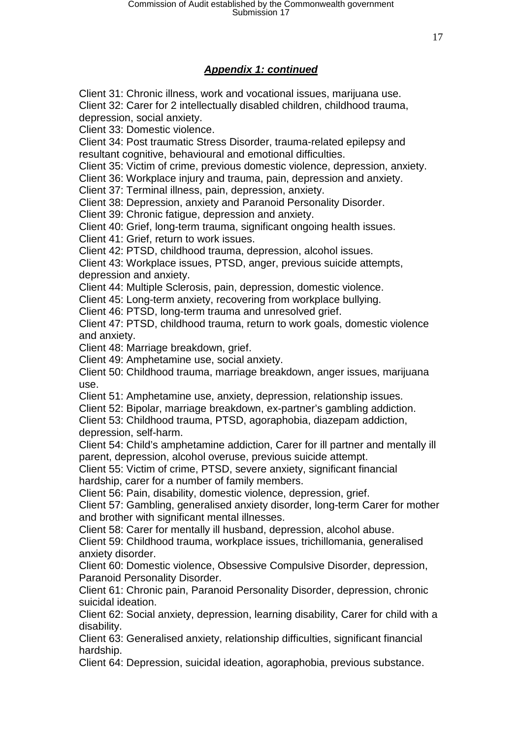***Appendix 1: continued***

Client 31: Chronic illness, work and vocational issues, marijuana use.
Client 32: Carer for 2 intellectually disabled children, childhood trauma, depression, social anxiety.
Client 33: Domestic violence.
Client 34: Post traumatic Stress Disorder, trauma-related epilepsy and resultant cognitive, behavioural and emotional difficulties.
Client 35: Victim of crime, previous domestic violence, depression, anxiety.
Client 36: Workplace injury and trauma, pain, depression and anxiety.
Client 37: Terminal illness, pain, depression, anxiety.
Client 38: Depression, anxiety and Paranoid Personality Disorder.
Client 39: Chronic fatigue, depression and anxiety.
Client 40: Grief, long-term trauma, significant ongoing health issues.
Client 41: Grief, return to work issues.
Client 42: PTSD, childhood trauma, depression, alcohol issues.
Client 43: Workplace issues, PTSD, anger, previous suicide attempts, depression and anxiety.
Client 44: Multiple Sclerosis, pain, depression, domestic violence.
Client 45: Long-term anxiety, recovering from workplace bullying.
Client 46: PTSD, long-term trauma and unresolved grief.
Client 47: PTSD, childhood trauma, return to work goals, domestic violence and anxiety.
Client 48: Marriage breakdown, grief.
Client 49: Amphetamine use, social anxiety.
Client 50: Childhood trauma, marriage breakdown, anger issues, marijuana use.
Client 51: Amphetamine use, anxiety, depression, relationship issues.
Client 52: Bipolar, marriage breakdown, ex-partner's gambling addiction.
Client 53: Childhood trauma, PTSD, agoraphobia, diazepam addiction, depression, self-harm.
Client 54: Child's amphetamine addiction, Carer for ill partner and mentally ill parent, depression, alcohol overuse, previous suicide attempt.
Client 55: Victim of crime, PTSD, severe anxiety, significant financial hardship, carer for a number of family members.
Client 56: Pain, disability, domestic violence, depression, grief.
Client 57: Gambling, generalised anxiety disorder, long-term Carer for mother and brother with significant mental illnesses.
Client 58: Carer for mentally ill husband, depression, alcohol abuse.
Client 59: Childhood trauma, workplace issues, trichillomania, generalised anxiety disorder.
Client 60: Domestic violence, Obsessive Compulsive Disorder, depression, Paranoid Personality Disorder.
Client 61: Chronic pain, Paranoid Personality Disorder, depression, chronic suicidal ideation.
Client 62: Social anxiety, depression, learning disability, Carer for child with a disability.
Client 63: Generalised anxiety, relationship difficulties, significant financial hardship.
Client 64: Depression, suicidal ideation, agoraphobia, previous substance.